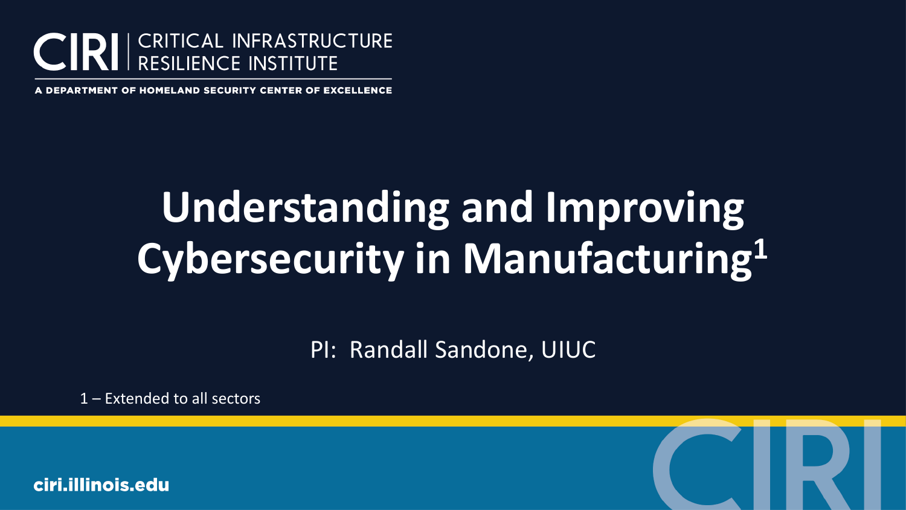CIRI | CRITICAL INFRASTRUCTURE RESILIENCE INSTITUTE

A DEPARTMENT OF HOMELAND SECURITY CENTER OF EXCELLENCE

# Understanding and Improving Cybersecurity in Manufacturing[1]

PI: Randall Sandone, UIUC

1 – Extended to all sectors

ciri.illinois.edu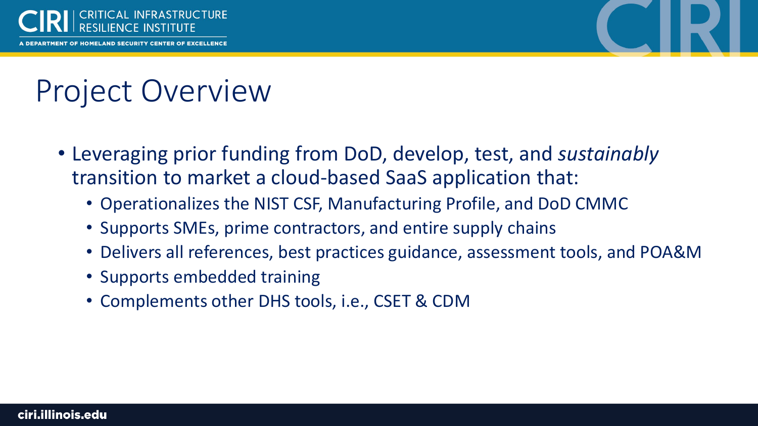# Project Overview

- Leveraging prior funding from DoD, develop, test, and *sustainably* transition to market a cloud-based SaaS application that:
  - Operationalizes the NIST CSF, Manufacturing Profile, and DoD CMMC
  - Supports SMEs, prime contractors, and entire supply chains
  - Delivers all references, best practices guidance, assessment tools, and POA&M
  - Supports embedded training
  - Complements other DHS tools, i.e., CSET & CDM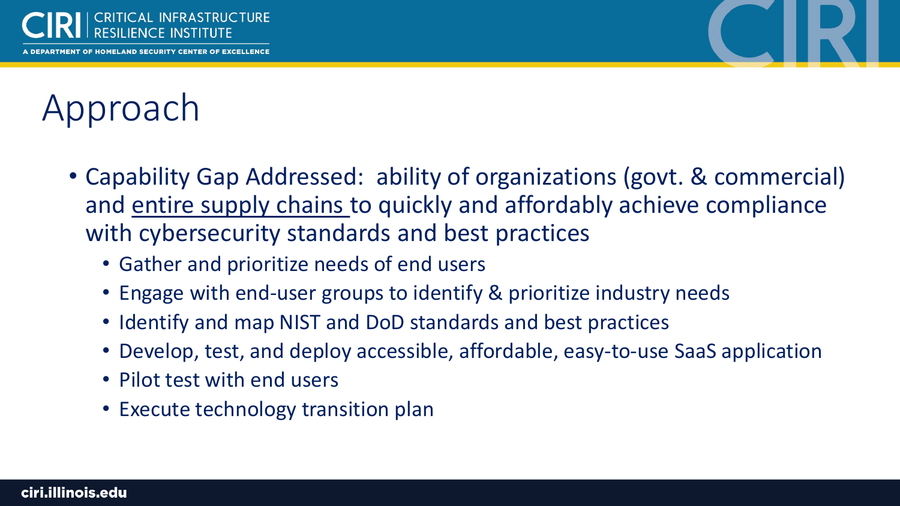# Approach

- Capability Gap Addressed: ability of organizations (govt. & commercial) and <u>entire supply chains</u> to quickly and affordably achieve compliance with cybersecurity standards and best practices
  - Gather and prioritize needs of end users
  - Engage with end-user groups to identify & prioritize industry needs
  - Identify and map NIST and DoD standards and best practices
  - Develop, test, and deploy accessible, affordable, easy-to-use SaaS application
  - Pilot test with end users
  - Execute technology transition plan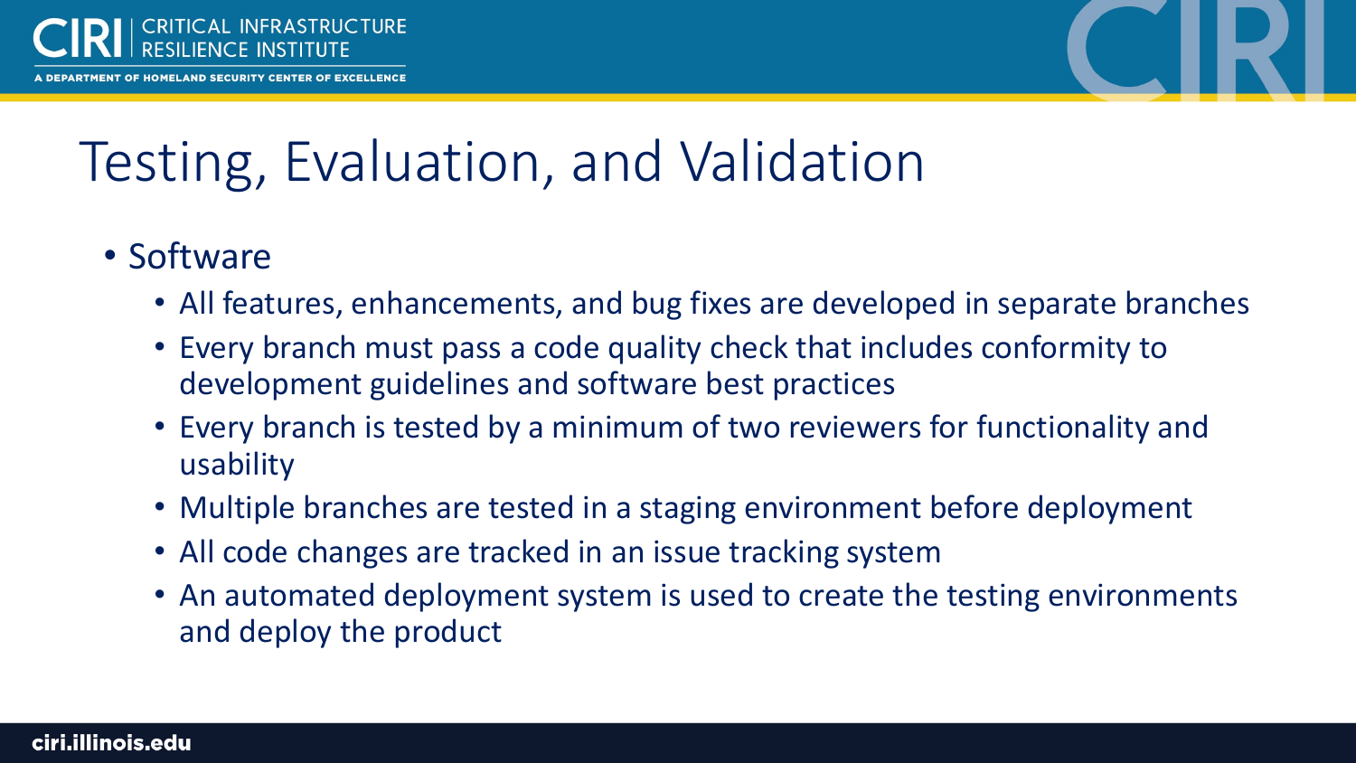# Testing, Evaluation, and Validation

- Software
  - All features, enhancements, and bug fixes are developed in separate branches
  - Every branch must pass a code quality check that includes conformity to development guidelines and software best practices
  - Every branch is tested by a minimum of two reviewers for functionality and usability
  - Multiple branches are tested in a staging environment before deployment
  - All code changes are tracked in an issue tracking system
  - An automated deployment system is used to create the testing environments and deploy the product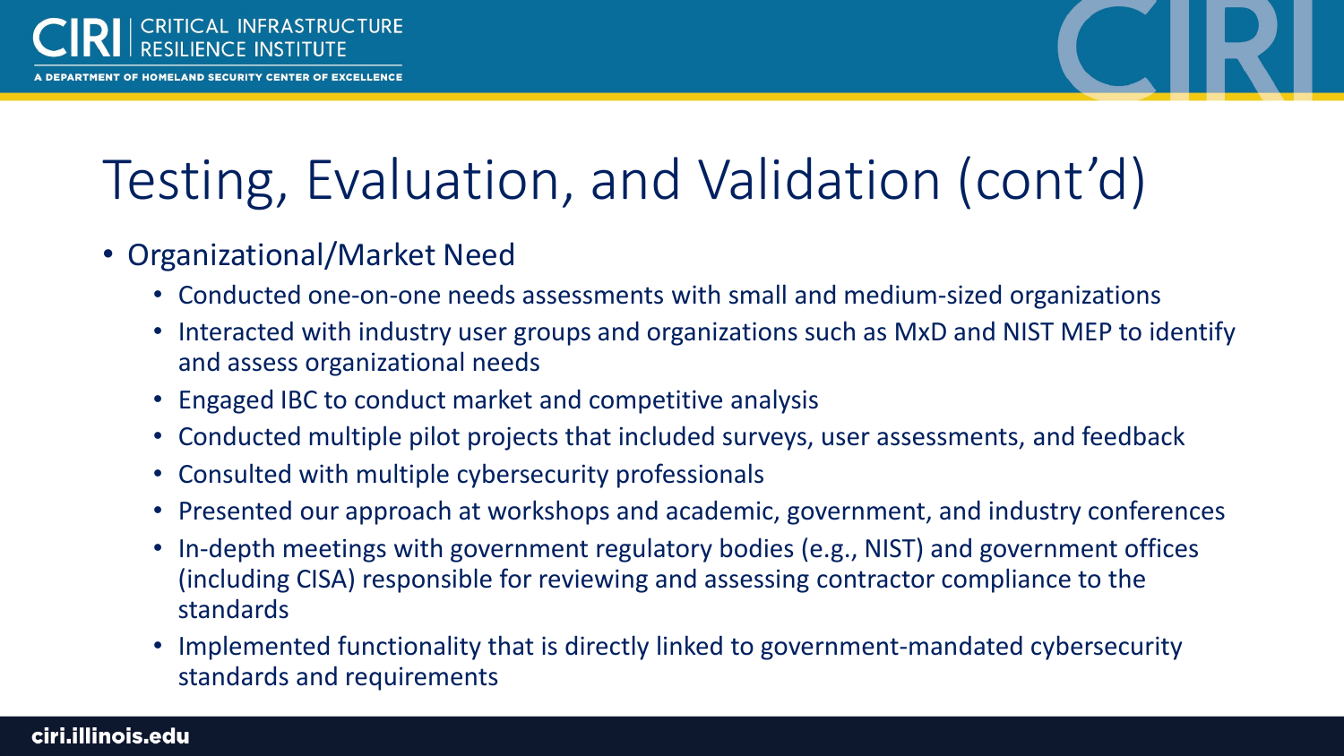# Testing, Evaluation, and Validation (cont'd)

- Organizational/Market Need
  - Conducted one-on-one needs assessments with small and medium-sized organizations
  - Interacted with industry user groups and organizations such as MxD and NIST MEP to identify and assess organizational needs
  - Engaged IBC to conduct market and competitive analysis
  - Conducted multiple pilot projects that included surveys, user assessments, and feedback
  - Consulted with multiple cybersecurity professionals
  - Presented our approach at workshops and academic, government, and industry conferences
  - In-depth meetings with government regulatory bodies (e.g., NIST) and government offices (including CISA) responsible for reviewing and assessing contractor compliance to the standards
  - Implemented functionality that is directly linked to government-mandated cybersecurity standards and requirements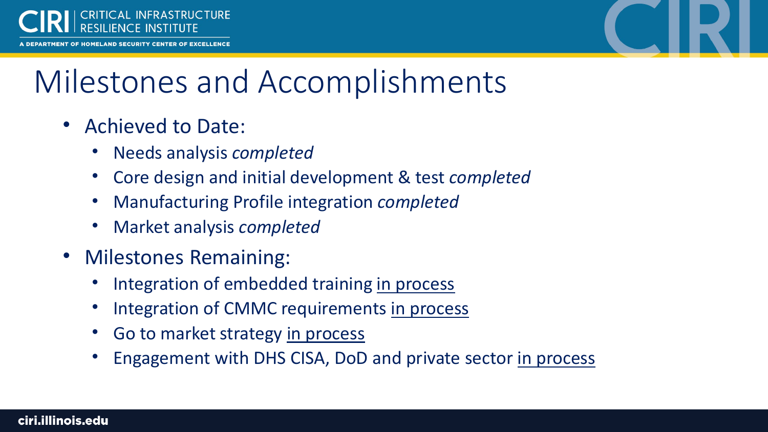# Milestones and Accomplishments

- Achieved to Date:
  - Needs analysis *completed*
  - Core design and initial development & test *completed*
  - Manufacturing Profile integration *completed*
  - Market analysis *completed*
- Milestones Remaining:
  - Integration of embedded training <u>in process</u>
  - Integration of CMMC requirements <u>in process</u>
  - Go to market strategy <u>in process</u>
  - Engagement with DHS CISA, DoD and private sector <u>in process</u>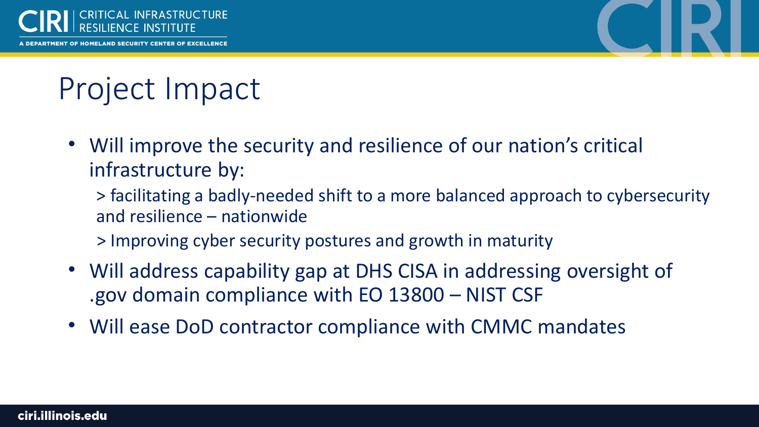# Project Impact

- Will improve the security and resilience of our nation's critical infrastructure by:
  > facilitating a badly-needed shift to a more balanced approach to cybersecurity and resilience – nationwide

  > Improving cyber security postures and growth in maturity
- Will address capability gap at DHS CISA in addressing oversight of .gov domain compliance with EO 13800 – NIST CSF
- Will ease DoD contractor compliance with CMMC mandates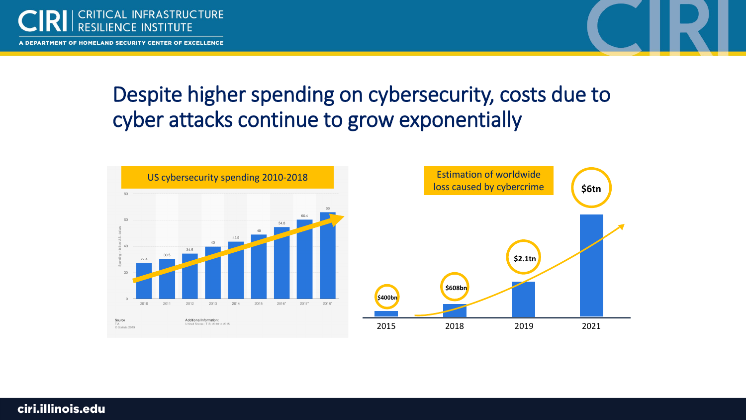# Despite higher spending on cybersecurity, costs due to cyber attacks continue to grow exponentially

**US cybersecurity spending 2010-2018**

| Year | Spending in billion U.S. dollars |
| --- | --- |
| 2010 | 27.4 |
| 2011 | 30.5 |
| 2012 | 34.5 |
| 2013 | 40 |
| 2014 | 43.5 |
| 2015 | 49 |
| 2016* | 54.8 |
| 2017* | 60.4 |
| 2018* | 66 |

Source: TIA © Statista 2019

Additional Information: United States; TIA; 2010 to 2015

**Estimation of worldwide loss caused by cybercrime**

| Year | Loss |
| --- | --- |
| 2015 | $400bn |
| 2018 | $608bn |
| 2019 | $2.1tn |
| 2021 | $6tn |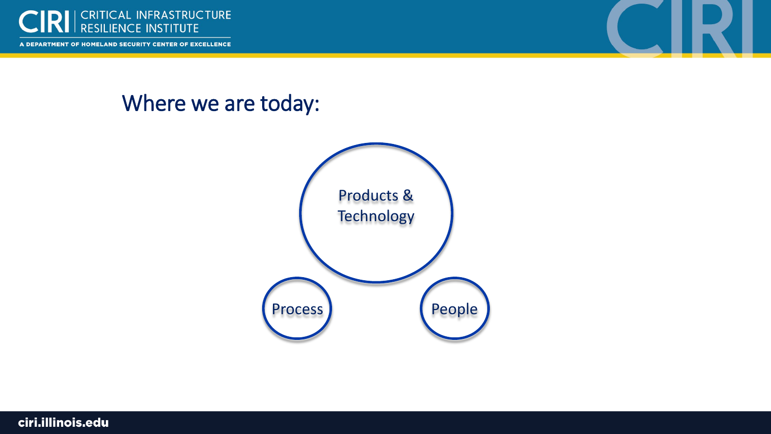# Where we are today:

Products & Technology

Process

People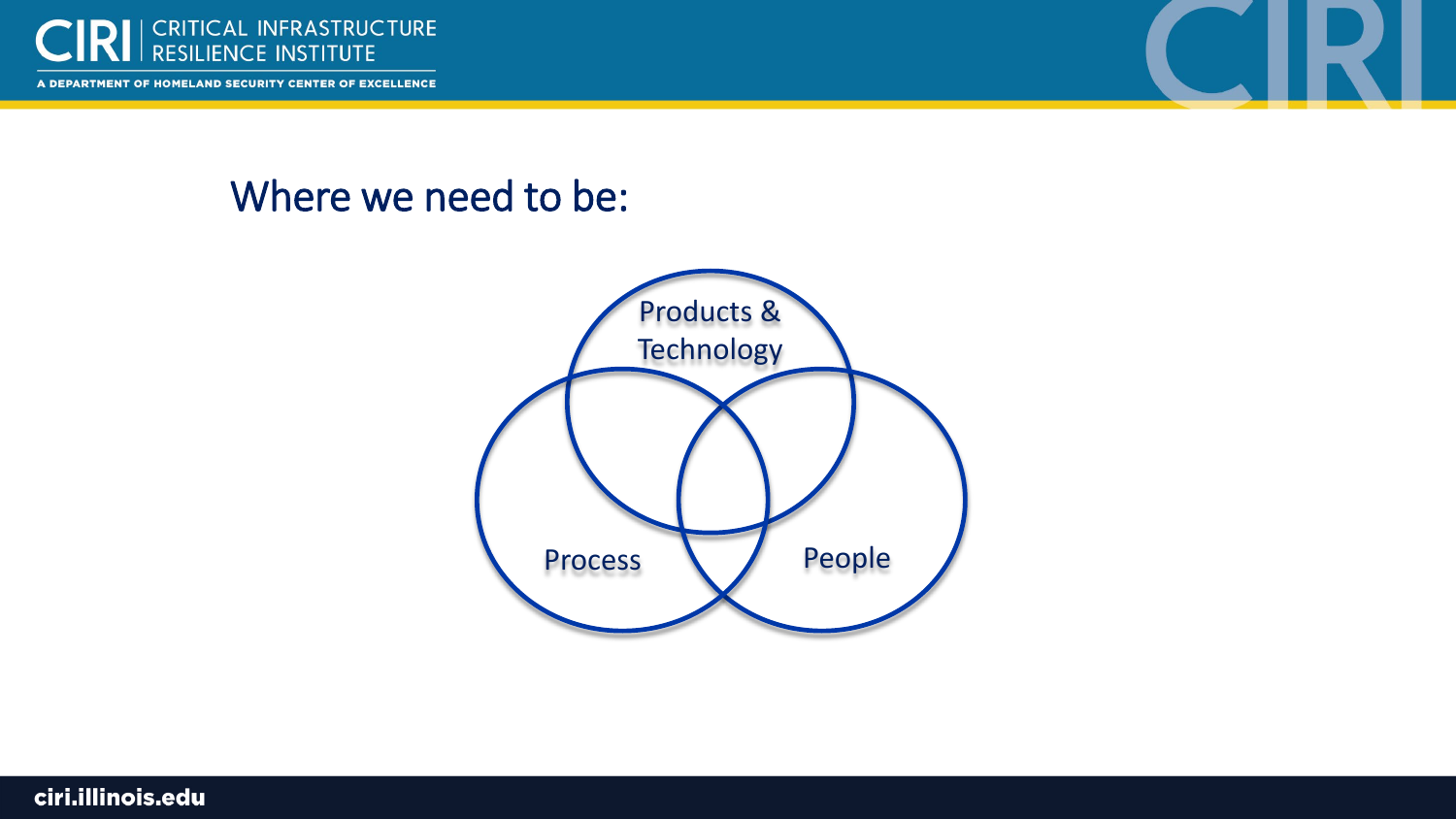# Where we need to be:

Products & Technology

Process

People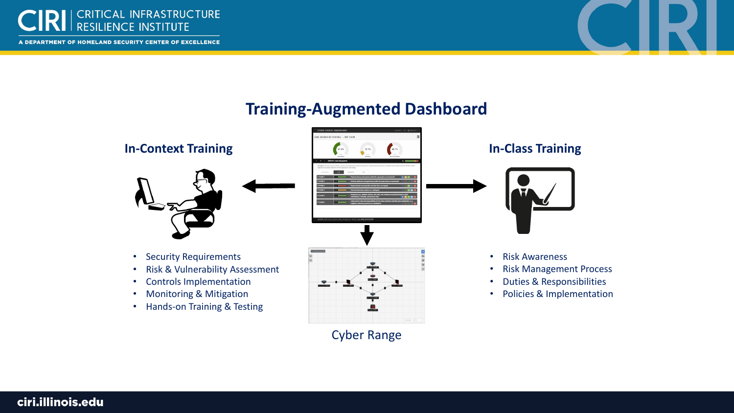## Training-Augmented Dashboard

### In-Context Training

- Security Requirements
- Risk & Vulnerability Assessment
- Controls Implementation
- Monitoring & Mitigation
- Hands-on Training & Testing

Cyber Range

### In-Class Training

- Risk Awareness
- Risk Management Process
- Duties & Responsibilities
- Policies & Implementation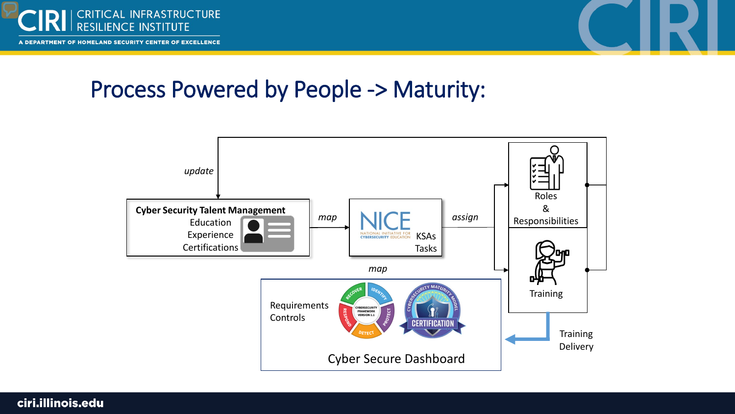# Process Powered by People -> Maturity:

*update*

**Cyber Security Talent Management**
Education
Experience
Certifications

*map*

NICE
NATIONAL INITIATIVE FOR CYBERSECURITY EDUCATION
KSAs
Tasks

*assign*

Roles & Responsibilities

Training

*map*

Requirements
Controls

Cyber Secure Dashboard

Training Delivery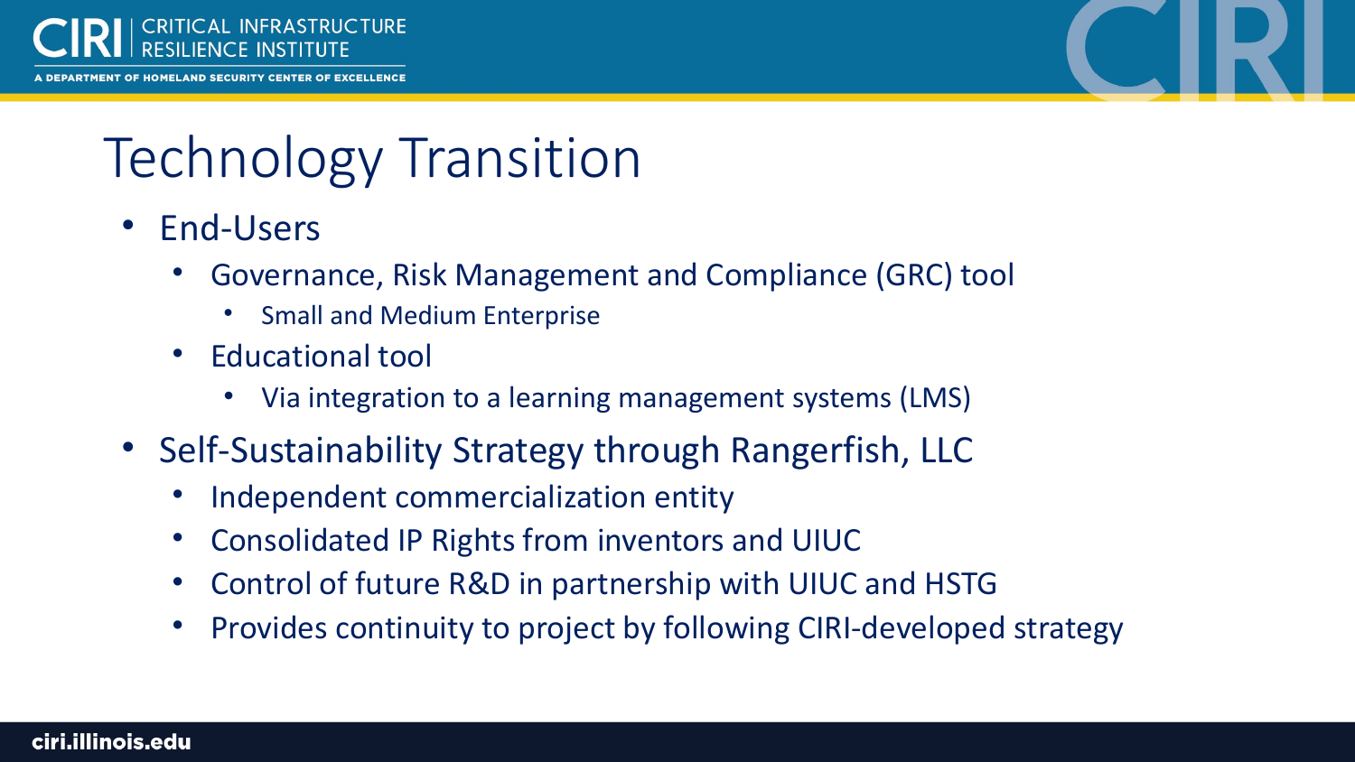# Technology Transition

- End-Users
  - Governance, Risk Management and Compliance (GRC) tool
    - Small and Medium Enterprise
  - Educational tool
    - Via integration to a learning management systems (LMS)
- Self-Sustainability Strategy through Rangerfish, LLC
  - Independent commercialization entity
  - Consolidated IP Rights from inventors and UIUC
  - Control of future R&D in partnership with UIUC and HSTG
  - Provides continuity to project by following CIRI-developed strategy